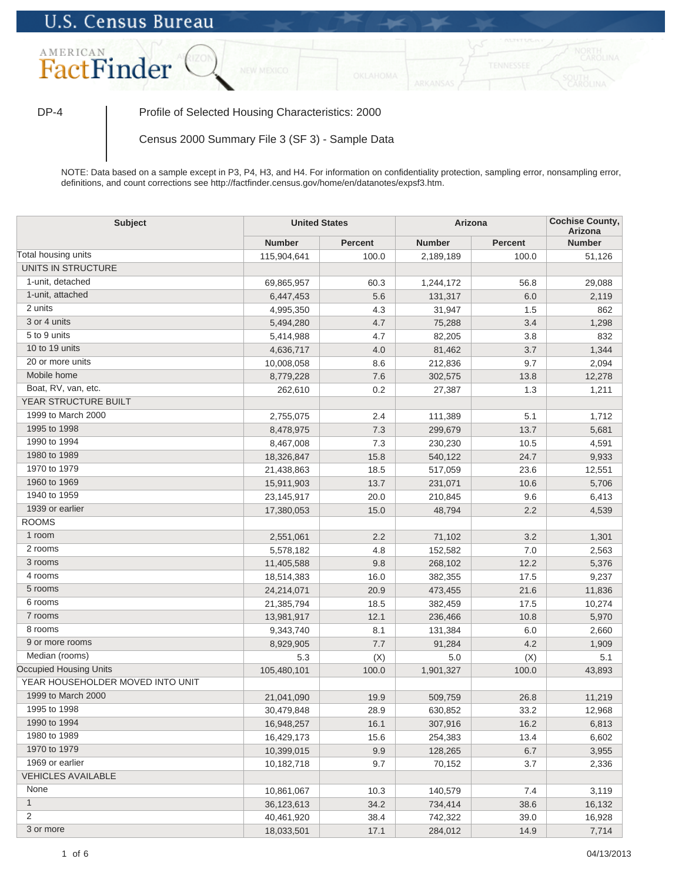U.S. Census Bureau

AMERICAN FactFinder

DP-4 | Profile of Selected Housing Characteristics: 2000

Census 2000 Summary File 3 (SF 3) - Sample Data

NOTE: Data based on a sample except in P3, P4, H3, and H4. For information on confidentiality protection, sampling error, nonsampling error, definitions, and count corrections see http://factfinder.census.gov/home/en/datanotes/expsf3.htm.

| Subject | United States | | Arizona | | Cochise County, Arizona |
|---|---|---|---|---|---|
| | Number | Percent | Number | Percent | Number |
| Total housing units | 115,904,641 | 100.0 | 2,189,189 | 100.0 | 51,126 |
| UNITS IN STRUCTURE | | | | | |
| 1-unit, detached | 69,865,957 | 60.3 | 1,244,172 | 56.8 | 29,088 |
| 1-unit, attached | 6,447,453 | 5.6 | 131,317 | 6.0 | 2,119 |
| 2 units | 4,995,350 | 4.3 | 31,947 | 1.5 | 862 |
| 3 or 4 units | 5,494,280 | 4.7 | 75,288 | 3.4 | 1,298 |
| 5 to 9 units | 5,414,988 | 4.7 | 82,205 | 3.8 | 832 |
| 10 to 19 units | 4,636,717 | 4.0 | 81,462 | 3.7 | 1,344 |
| 20 or more units | 10,008,058 | 8.6 | 212,836 | 9.7 | 2,094 |
| Mobile home | 8,779,228 | 7.6 | 302,575 | 13.8 | 12,278 |
| Boat, RV, van, etc. | 262,610 | 0.2 | 27,387 | 1.3 | 1,211 |
| YEAR STRUCTURE BUILT | | | | | |
| 1999 to March 2000 | 2,755,075 | 2.4 | 111,389 | 5.1 | 1,712 |
| 1995 to 1998 | 8,478,975 | 7.3 | 299,679 | 13.7 | 5,681 |
| 1990 to 1994 | 8,467,008 | 7.3 | 230,230 | 10.5 | 4,591 |
| 1980 to 1989 | 18,326,847 | 15.8 | 540,122 | 24.7 | 9,933 |
| 1970 to 1979 | 21,438,863 | 18.5 | 517,059 | 23.6 | 12,551 |
| 1960 to 1969 | 15,911,903 | 13.7 | 231,071 | 10.6 | 5,706 |
| 1940 to 1959 | 23,145,917 | 20.0 | 210,845 | 9.6 | 6,413 |
| 1939 or earlier | 17,380,053 | 15.0 | 48,794 | 2.2 | 4,539 |
| ROOMS | | | | | |
| 1 room | 2,551,061 | 2.2 | 71,102 | 3.2 | 1,301 |
| 2 rooms | 5,578,182 | 4.8 | 152,582 | 7.0 | 2,563 |
| 3 rooms | 11,405,588 | 9.8 | 268,102 | 12.2 | 5,376 |
| 4 rooms | 18,514,383 | 16.0 | 382,355 | 17.5 | 9,237 |
| 5 rooms | 24,214,071 | 20.9 | 473,455 | 21.6 | 11,836 |
| 6 rooms | 21,385,794 | 18.5 | 382,459 | 17.5 | 10,274 |
| 7 rooms | 13,981,917 | 12.1 | 236,466 | 10.8 | 5,970 |
| 8 rooms | 9,343,740 | 8.1 | 131,384 | 6.0 | 2,660 |
| 9 or more rooms | 8,929,905 | 7.7 | 91,284 | 4.2 | 1,909 |
| Median (rooms) | 5.3 | (X) | 5.0 | (X) | 5.1 |
| Occupied Housing Units | 105,480,101 | 100.0 | 1,901,327 | 100.0 | 43,893 |
| YEAR HOUSEHOLDER MOVED INTO UNIT | | | | | |
| 1999 to March 2000 | 21,041,090 | 19.9 | 509,759 | 26.8 | 11,219 |
| 1995 to 1998 | 30,479,848 | 28.9 | 630,852 | 33.2 | 12,968 |
| 1990 to 1994 | 16,948,257 | 16.1 | 307,916 | 16.2 | 6,813 |
| 1980 to 1989 | 16,429,173 | 15.6 | 254,383 | 13.4 | 6,602 |
| 1970 to 1979 | 10,399,015 | 9.9 | 128,265 | 6.7 | 3,955 |
| 1969 or earlier | 10,182,718 | 9.7 | 70,152 | 3.7 | 2,336 |
| VEHICLES AVAILABLE | | | | | |
| None | 10,861,067 | 10.3 | 140,579 | 7.4 | 3,119 |
| 1 | 36,123,613 | 34.2 | 734,414 | 38.6 | 16,132 |
| 2 | 40,461,920 | 38.4 | 742,322 | 39.0 | 16,928 |
| 3 or more | 18,033,501 | 17.1 | 284,012 | 14.9 | 7,714 |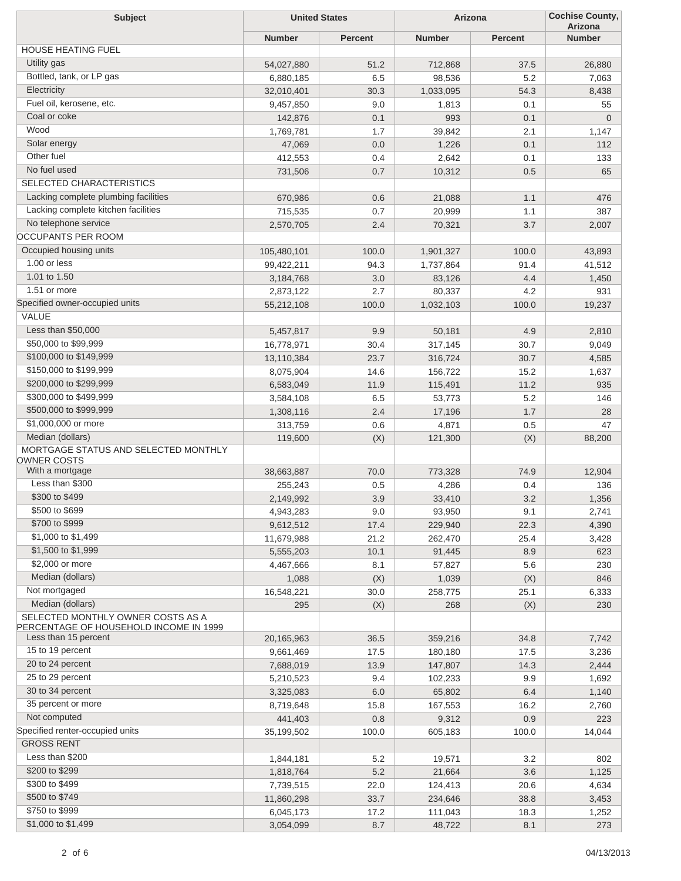| Subject | United States | | Arizona | | Cochise County, Arizona |
|---|---|---|---|---|---|
| | Number | Percent | Number | Percent | Number |
| HOUSE HEATING FUEL | | | | | |
| Utility gas | 54,027,880 | 51.2 | 712,868 | 37.5 | 26,880 |
| Bottled, tank, or LP gas | 6,880,185 | 6.5 | 98,536 | 5.2 | 7,063 |
| Electricity | 32,010,401 | 30.3 | 1,033,095 | 54.3 | 8,438 |
| Fuel oil, kerosene, etc. | 9,457,850 | 9.0 | 1,813 | 0.1 | 55 |
| Coal or coke | 142,876 | 0.1 | 993 | 0.1 | 0 |
| Wood | 1,769,781 | 1.7 | 39,842 | 2.1 | 1,147 |
| Solar energy | 47,069 | 0.0 | 1,226 | 0.1 | 112 |
| Other fuel | 412,553 | 0.4 | 2,642 | 0.1 | 133 |
| No fuel used | 731,506 | 0.7 | 10,312 | 0.5 | 65 |
| SELECTED CHARACTERISTICS | | | | | |
| Lacking complete plumbing facilities | 670,986 | 0.6 | 21,088 | 1.1 | 476 |
| Lacking complete kitchen facilities | 715,535 | 0.7 | 20,999 | 1.1 | 387 |
| No telephone service | 2,570,705 | 2.4 | 70,321 | 3.7 | 2,007 |
| OCCUPANTS PER ROOM | | | | | |
| Occupied housing units | 105,480,101 | 100.0 | 1,901,327 | 100.0 | 43,893 |
| 1.00 or less | 99,422,211 | 94.3 | 1,737,864 | 91.4 | 41,512 |
| 1.01 to 1.50 | 3,184,768 | 3.0 | 83,126 | 4.4 | 1,450 |
| 1.51 or more | 2,873,122 | 2.7 | 80,337 | 4.2 | 931 |
| Specified owner-occupied units | 55,212,108 | 100.0 | 1,032,103 | 100.0 | 19,237 |
| VALUE | | | | | |
| Less than $50,000 | 5,457,817 | 9.9 | 50,181 | 4.9 | 2,810 |
| $50,000 to $99,999 | 16,778,971 | 30.4 | 317,145 | 30.7 | 9,049 |
| $100,000 to $149,999 | 13,110,384 | 23.7 | 316,724 | 30.7 | 4,585 |
| $150,000 to $199,999 | 8,075,904 | 14.6 | 156,722 | 15.2 | 1,637 |
| $200,000 to $299,999 | 6,583,049 | 11.9 | 115,491 | 11.2 | 935 |
| $300,000 to $499,999 | 3,584,108 | 6.5 | 53,773 | 5.2 | 146 |
| $500,000 to $999,999 | 1,308,116 | 2.4 | 17,196 | 1.7 | 28 |
| $1,000,000 or more | 313,759 | 0.6 | 4,871 | 0.5 | 47 |
| Median (dollars) | 119,600 | (X) | 121,300 | (X) | 88,200 |
| MORTGAGE STATUS AND SELECTED MONTHLY OWNER COSTS | | | | | |
| With a mortgage | 38,663,887 | 70.0 | 773,328 | 74.9 | 12,904 |
| Less than $300 | 255,243 | 0.5 | 4,286 | 0.4 | 136 |
| $300 to $499 | 2,149,992 | 3.9 | 33,410 | 3.2 | 1,356 |
| $500 to $699 | 4,943,283 | 9.0 | 93,950 | 9.1 | 2,741 |
| $700 to $999 | 9,612,512 | 17.4 | 229,940 | 22.3 | 4,390 |
| $1,000 to $1,499 | 11,679,988 | 21.2 | 262,470 | 25.4 | 3,428 |
| $1,500 to $1,999 | 5,555,203 | 10.1 | 91,445 | 8.9 | 623 |
| $2,000 or more | 4,467,666 | 8.1 | 57,827 | 5.6 | 230 |
| Median (dollars) | 1,088 | (X) | 1,039 | (X) | 846 |
| Not mortgaged | 16,548,221 | 30.0 | 258,775 | 25.1 | 6,333 |
| Median (dollars) | 295 | (X) | 268 | (X) | 230 |
| SELECTED MONTHLY OWNER COSTS AS A PERCENTAGE OF HOUSEHOLD INCOME IN 1999 | | | | | |
| Less than 15 percent | 20,165,963 | 36.5 | 359,216 | 34.8 | 7,742 |
| 15 to 19 percent | 9,661,469 | 17.5 | 180,180 | 17.5 | 3,236 |
| 20 to 24 percent | 7,688,019 | 13.9 | 147,807 | 14.3 | 2,444 |
| 25 to 29 percent | 5,210,523 | 9.4 | 102,233 | 9.9 | 1,692 |
| 30 to 34 percent | 3,325,083 | 6.0 | 65,802 | 6.4 | 1,140 |
| 35 percent or more | 8,719,648 | 15.8 | 167,553 | 16.2 | 2,760 |
| Not computed | 441,403 | 0.8 | 9,312 | 0.9 | 223 |
| Specified renter-occupied units | 35,199,502 | 100.0 | 605,183 | 100.0 | 14,044 |
| GROSS RENT | | | | | |
| Less than $200 | 1,844,181 | 5.2 | 19,571 | 3.2 | 802 |
| $200 to $299 | 1,818,764 | 5.2 | 21,664 | 3.6 | 1,125 |
| $300 to $499 | 7,739,515 | 22.0 | 124,413 | 20.6 | 4,634 |
| $500 to $749 | 11,860,298 | 33.7 | 234,646 | 38.8 | 3,453 |
| $750 to $999 | 6,045,173 | 17.2 | 111,043 | 18.3 | 1,252 |
| $1,000 to $1,499 | 3,054,099 | 8.7 | 48,722 | 8.1 | 273 |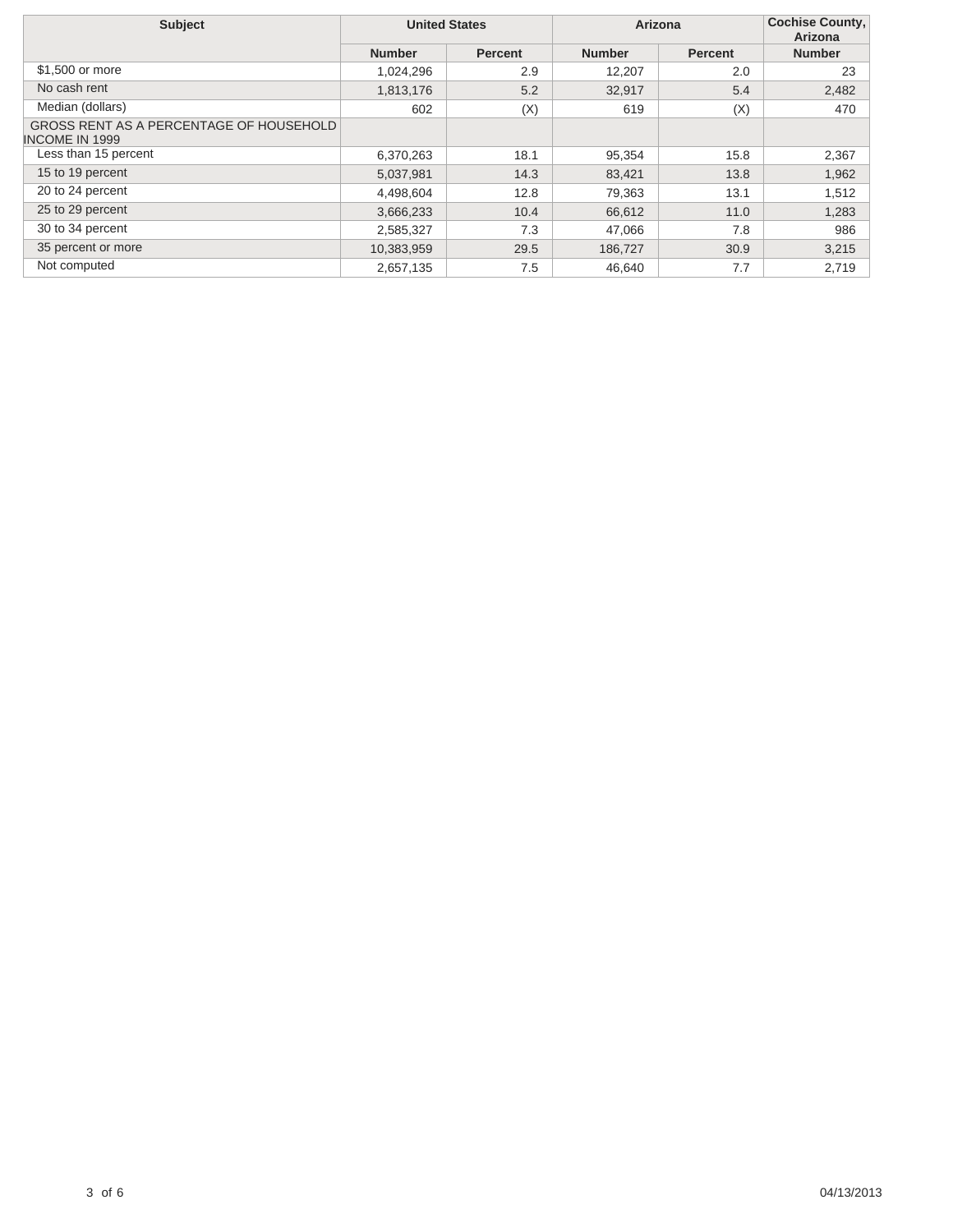| Subject | United States | | Arizona | | Cochise County, Arizona |
|---|---|---|---|---|---|
| | Number | Percent | Number | Percent | Number |
| $1,500 or more | 1,024,296 | 2.9 | 12,207 | 2.0 | 23 |
| No cash rent | 1,813,176 | 5.2 | 32,917 | 5.4 | 2,482 |
| Median (dollars) | 602 | (X) | 619 | (X) | 470 |
| GROSS RENT AS A PERCENTAGE OF HOUSEHOLD INCOME IN 1999 | | | | | |
| Less than 15 percent | 6,370,263 | 18.1 | 95,354 | 15.8 | 2,367 |
| 15 to 19 percent | 5,037,981 | 14.3 | 83,421 | 13.8 | 1,962 |
| 20 to 24 percent | 4,498,604 | 12.8 | 79,363 | 13.1 | 1,512 |
| 25 to 29 percent | 3,666,233 | 10.4 | 66,612 | 11.0 | 1,283 |
| 30 to 34 percent | 2,585,327 | 7.3 | 47,066 | 7.8 | 986 |
| 35 percent or more | 10,383,959 | 29.5 | 186,727 | 30.9 | 3,215 |
| Not computed | 2,657,135 | 7.5 | 46,640 | 7.7 | 2,719 |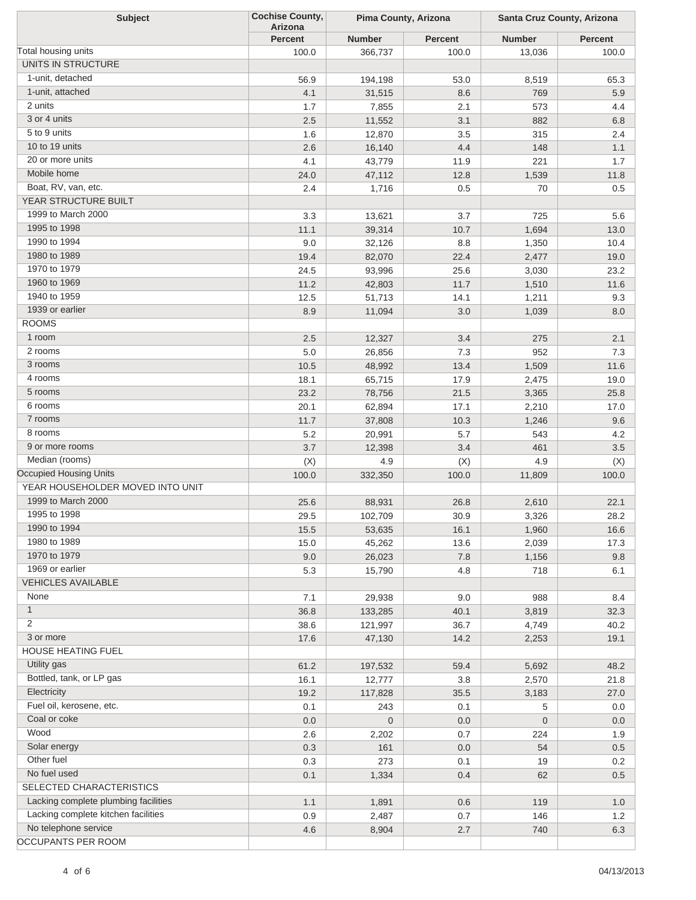| Subject | Cochise County, Arizona | Pima County, Arizona | | Santa Cruz County, Arizona | |
|---|---|---|---|---|---|
| | Percent | Number | Percent | Number | Percent |
| Total housing units | 100.0 | 366,737 | 100.0 | 13,036 | 100.0 |
| UNITS IN STRUCTURE | | | | | |
| 1-unit, detached | 56.9 | 194,198 | 53.0 | 8,519 | 65.3 |
| 1-unit, attached | 4.1 | 31,515 | 8.6 | 769 | 5.9 |
| 2 units | 1.7 | 7,855 | 2.1 | 573 | 4.4 |
| 3 or 4 units | 2.5 | 11,552 | 3.1 | 882 | 6.8 |
| 5 to 9 units | 1.6 | 12,870 | 3.5 | 315 | 2.4 |
| 10 to 19 units | 2.6 | 16,140 | 4.4 | 148 | 1.1 |
| 20 or more units | 4.1 | 43,779 | 11.9 | 221 | 1.7 |
| Mobile home | 24.0 | 47,112 | 12.8 | 1,539 | 11.8 |
| Boat, RV, van, etc. | 2.4 | 1,716 | 0.5 | 70 | 0.5 |
| YEAR STRUCTURE BUILT | | | | | |
| 1999 to March 2000 | 3.3 | 13,621 | 3.7 | 725 | 5.6 |
| 1995 to 1998 | 11.1 | 39,314 | 10.7 | 1,694 | 13.0 |
| 1990 to 1994 | 9.0 | 32,126 | 8.8 | 1,350 | 10.4 |
| 1980 to 1989 | 19.4 | 82,070 | 22.4 | 2,477 | 19.0 |
| 1970 to 1979 | 24.5 | 93,996 | 25.6 | 3,030 | 23.2 |
| 1960 to 1969 | 11.2 | 42,803 | 11.7 | 1,510 | 11.6 |
| 1940 to 1959 | 12.5 | 51,713 | 14.1 | 1,211 | 9.3 |
| 1939 or earlier | 8.9 | 11,094 | 3.0 | 1,039 | 8.0 |
| ROOMS | | | | | |
| 1 room | 2.5 | 12,327 | 3.4 | 275 | 2.1 |
| 2 rooms | 5.0 | 26,856 | 7.3 | 952 | 7.3 |
| 3 rooms | 10.5 | 48,992 | 13.4 | 1,509 | 11.6 |
| 4 rooms | 18.1 | 65,715 | 17.9 | 2,475 | 19.0 |
| 5 rooms | 23.2 | 78,756 | 21.5 | 3,365 | 25.8 |
| 6 rooms | 20.1 | 62,894 | 17.1 | 2,210 | 17.0 |
| 7 rooms | 11.7 | 37,808 | 10.3 | 1,246 | 9.6 |
| 8 rooms | 5.2 | 20,991 | 5.7 | 543 | 4.2 |
| 9 or more rooms | 3.7 | 12,398 | 3.4 | 461 | 3.5 |
| Median (rooms) | (X) | 4.9 | (X) | 4.9 | (X) |
| Occupied Housing Units | 100.0 | 332,350 | 100.0 | 11,809 | 100.0 |
| YEAR HOUSEHOLDER MOVED INTO UNIT | | | | | |
| 1999 to March 2000 | 25.6 | 88,931 | 26.8 | 2,610 | 22.1 |
| 1995 to 1998 | 29.5 | 102,709 | 30.9 | 3,326 | 28.2 |
| 1990 to 1994 | 15.5 | 53,635 | 16.1 | 1,960 | 16.6 |
| 1980 to 1989 | 15.0 | 45,262 | 13.6 | 2,039 | 17.3 |
| 1970 to 1979 | 9.0 | 26,023 | 7.8 | 1,156 | 9.8 |
| 1969 or earlier | 5.3 | 15,790 | 4.8 | 718 | 6.1 |
| VEHICLES AVAILABLE | | | | | |
| None | 7.1 | 29,938 | 9.0 | 988 | 8.4 |
| 1 | 36.8 | 133,285 | 40.1 | 3,819 | 32.3 |
| 2 | 38.6 | 121,997 | 36.7 | 4,749 | 40.2 |
| 3 or more | 17.6 | 47,130 | 14.2 | 2,253 | 19.1 |
| HOUSE HEATING FUEL | | | | | |
| Utility gas | 61.2 | 197,532 | 59.4 | 5,692 | 48.2 |
| Bottled, tank, or LP gas | 16.1 | 12,777 | 3.8 | 2,570 | 21.8 |
| Electricity | 19.2 | 117,828 | 35.5 | 3,183 | 27.0 |
| Fuel oil, kerosene, etc. | 0.1 | 243 | 0.1 | 5 | 0.0 |
| Coal or coke | 0.0 | 0 | 0.0 | 0 | 0.0 |
| Wood | 2.6 | 2,202 | 0.7 | 224 | 1.9 |
| Solar energy | 0.3 | 161 | 0.0 | 54 | 0.5 |
| Other fuel | 0.3 | 273 | 0.1 | 19 | 0.2 |
| No fuel used | 0.1 | 1,334 | 0.4 | 62 | 0.5 |
| SELECTED CHARACTERISTICS | | | | | |
| Lacking complete plumbing facilities | 1.1 | 1,891 | 0.6 | 119 | 1.0 |
| Lacking complete kitchen facilities | 0.9 | 2,487 | 0.7 | 146 | 1.2 |
| No telephone service | 4.6 | 8,904 | 2.7 | 740 | 6.3 |
| OCCUPANTS PER ROOM | | | | | |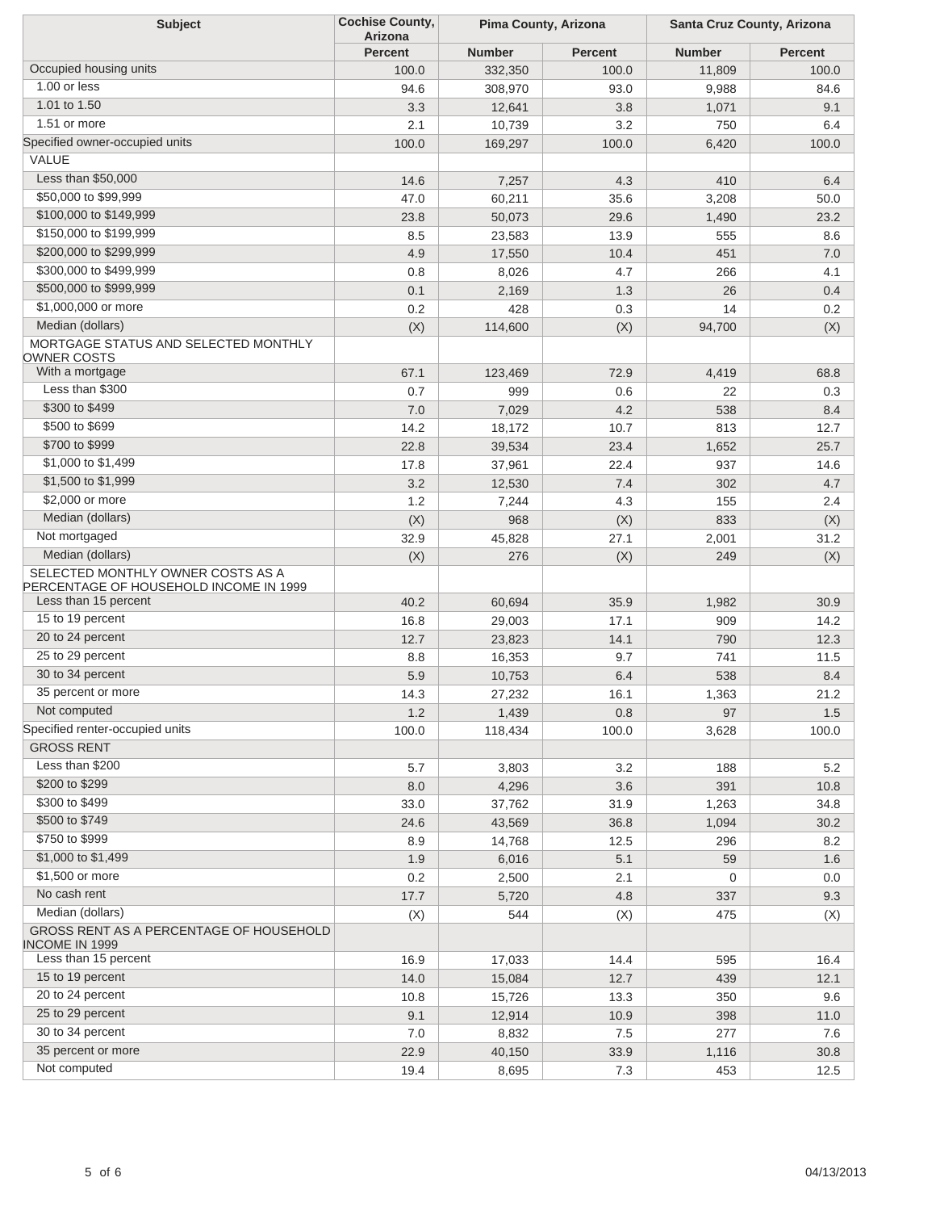| Subject | Cochise County, Arizona | Pima County, Arizona | | Santa Cruz County, Arizona | |
|---|---|---|---|---|---|
| | Percent | Number | Percent | Number | Percent |
| Occupied housing units | 100.0 | 332,350 | 100.0 | 11,809 | 100.0 |
| 1.00 or less | 94.6 | 308,970 | 93.0 | 9,988 | 84.6 |
| 1.01 to 1.50 | 3.3 | 12,641 | 3.8 | 1,071 | 9.1 |
| 1.51 or more | 2.1 | 10,739 | 3.2 | 750 | 6.4 |
| Specified owner-occupied units | 100.0 | 169,297 | 100.0 | 6,420 | 100.0 |
| VALUE | | | | | |
| Less than $50,000 | 14.6 | 7,257 | 4.3 | 410 | 6.4 |
| $50,000 to $99,999 | 47.0 | 60,211 | 35.6 | 3,208 | 50.0 |
| $100,000 to $149,999 | 23.8 | 50,073 | 29.6 | 1,490 | 23.2 |
| $150,000 to $199,999 | 8.5 | 23,583 | 13.9 | 555 | 8.6 |
| $200,000 to $299,999 | 4.9 | 17,550 | 10.4 | 451 | 7.0 |
| $300,000 to $499,999 | 0.8 | 8,026 | 4.7 | 266 | 4.1 |
| $500,000 to $999,999 | 0.1 | 2,169 | 1.3 | 26 | 0.4 |
| $1,000,000 or more | 0.2 | 428 | 0.3 | 14 | 0.2 |
| Median (dollars) | (X) | 114,600 | (X) | 94,700 | (X) |
| MORTGAGE STATUS AND SELECTED MONTHLY OWNER COSTS | | | | | |
| With a mortgage | 67.1 | 123,469 | 72.9 | 4,419 | 68.8 |
| Less than $300 | 0.7 | 999 | 0.6 | 22 | 0.3 |
| $300 to $499 | 7.0 | 7,029 | 4.2 | 538 | 8.4 |
| $500 to $699 | 14.2 | 18,172 | 10.7 | 813 | 12.7 |
| $700 to $999 | 22.8 | 39,534 | 23.4 | 1,652 | 25.7 |
| $1,000 to $1,499 | 17.8 | 37,961 | 22.4 | 937 | 14.6 |
| $1,500 to $1,999 | 3.2 | 12,530 | 7.4 | 302 | 4.7 |
| $2,000 or more | 1.2 | 7,244 | 4.3 | 155 | 2.4 |
| Median (dollars) | (X) | 968 | (X) | 833 | (X) |
| Not mortgaged | 32.9 | 45,828 | 27.1 | 2,001 | 31.2 |
| Median (dollars) | (X) | 276 | (X) | 249 | (X) |
| SELECTED MONTHLY OWNER COSTS AS A PERCENTAGE OF HOUSEHOLD INCOME IN 1999 | | | | | |
| Less than 15 percent | 40.2 | 60,694 | 35.9 | 1,982 | 30.9 |
| 15 to 19 percent | 16.8 | 29,003 | 17.1 | 909 | 14.2 |
| 20 to 24 percent | 12.7 | 23,823 | 14.1 | 790 | 12.3 |
| 25 to 29 percent | 8.8 | 16,353 | 9.7 | 741 | 11.5 |
| 30 to 34 percent | 5.9 | 10,753 | 6.4 | 538 | 8.4 |
| 35 percent or more | 14.3 | 27,232 | 16.1 | 1,363 | 21.2 |
| Not computed | 1.2 | 1,439 | 0.8 | 97 | 1.5 |
| Specified renter-occupied units | 100.0 | 118,434 | 100.0 | 3,628 | 100.0 |
| GROSS RENT | | | | | |
| Less than $200 | 5.7 | 3,803 | 3.2 | 188 | 5.2 |
| $200 to $299 | 8.0 | 4,296 | 3.6 | 391 | 10.8 |
| $300 to $499 | 33.0 | 37,762 | 31.9 | 1,263 | 34.8 |
| $500 to $749 | 24.6 | 43,569 | 36.8 | 1,094 | 30.2 |
| $750 to $999 | 8.9 | 14,768 | 12.5 | 296 | 8.2 |
| $1,000 to $1,499 | 1.9 | 6,016 | 5.1 | 59 | 1.6 |
| $1,500 or more | 0.2 | 2,500 | 2.1 | 0 | 0.0 |
| No cash rent | 17.7 | 5,720 | 4.8 | 337 | 9.3 |
| Median (dollars) | (X) | 544 | (X) | 475 | (X) |
| GROSS RENT AS A PERCENTAGE OF HOUSEHOLD INCOME IN 1999 | | | | | |
| Less than 15 percent | 16.9 | 17,033 | 14.4 | 595 | 16.4 |
| 15 to 19 percent | 14.0 | 15,084 | 12.7 | 439 | 12.1 |
| 20 to 24 percent | 10.8 | 15,726 | 13.3 | 350 | 9.6 |
| 25 to 29 percent | 9.1 | 12,914 | 10.9 | 398 | 11.0 |
| 30 to 34 percent | 7.0 | 8,832 | 7.5 | 277 | 7.6 |
| 35 percent or more | 22.9 | 40,150 | 33.9 | 1,116 | 30.8 |
| Not computed | 19.4 | 8,695 | 7.3 | 453 | 12.5 |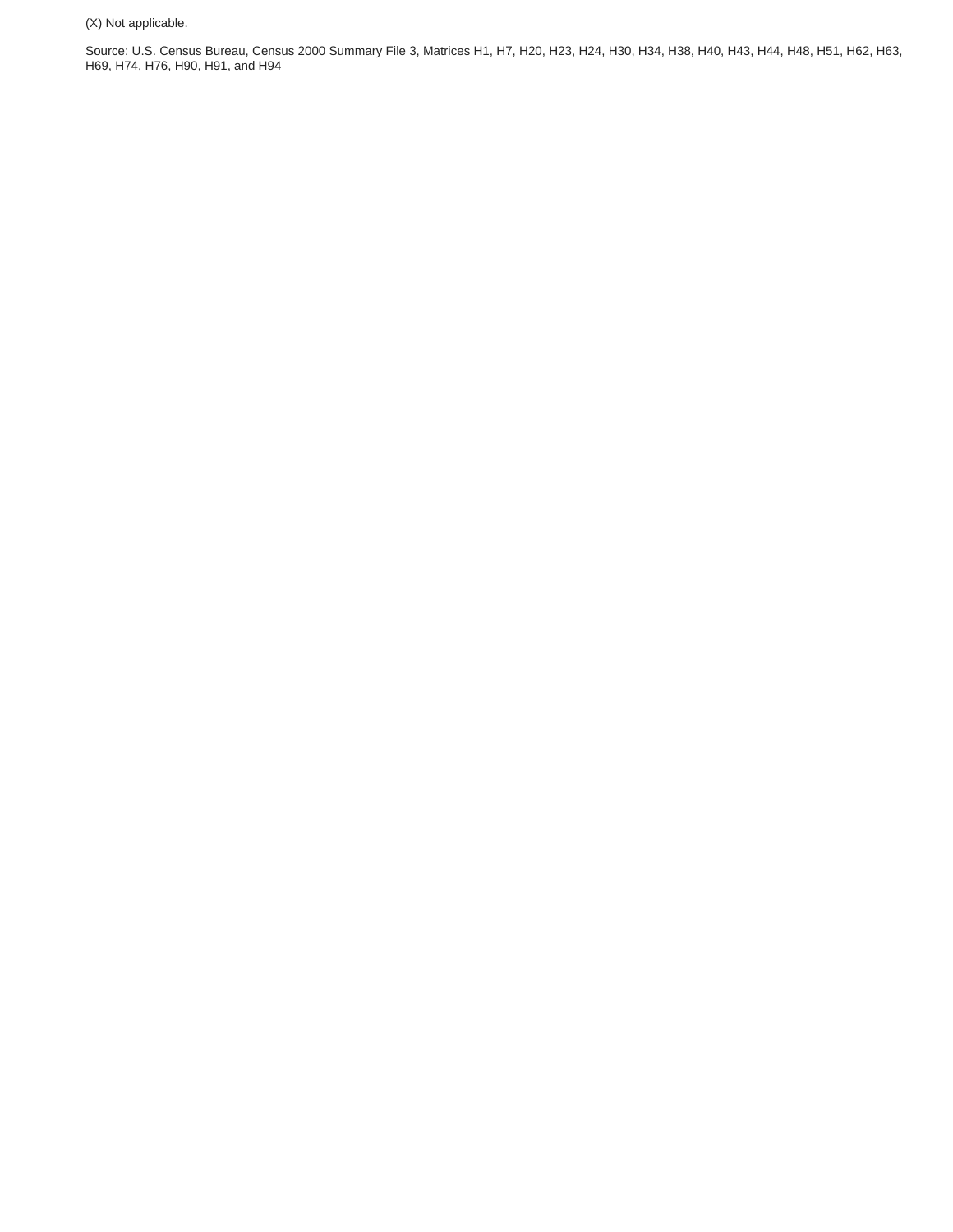(X) Not applicable.

Source: U.S. Census Bureau, Census 2000 Summary File 3, Matrices H1, H7, H20, H23, H24, H30, H34, H38, H40, H43, H44, H48, H51, H62, H63, H69, H74, H76, H90, H91, and H94